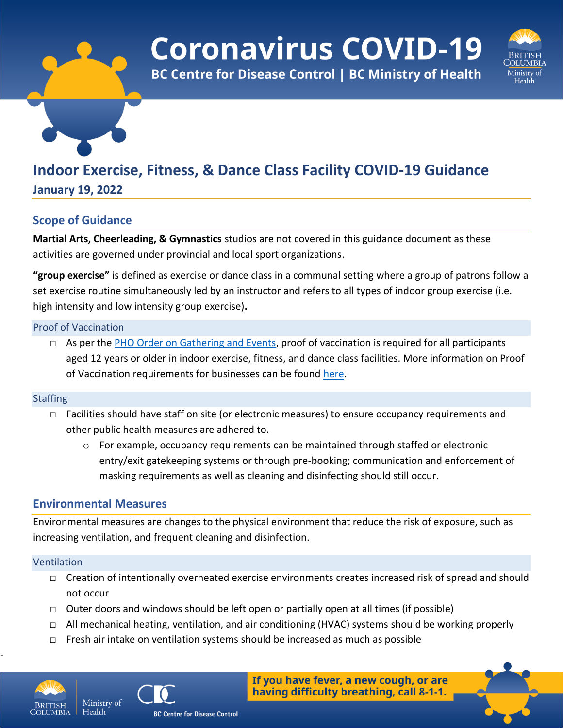# Coronavirus COVID-19

**BC Centre for Disease Control | BC Ministry of Health**

## Indoor Exercise, Fitness, & Dance Class Facility COVID-19 Guidance

**January 19, 2022**

### Scope of Guidance

**Martial Arts, Cheerleading, & Gymnastics** studios are not covered in this guidance document as these activities are governed under provincial and local sport organizations.

**"group exercise"** is defined as exercise or dance class in a communal setting where a group of patrons follow a set exercise routine simultaneously led by an instructor and refers to all types of indoor group exercise (i.e. high intensity and low intensity group exercise)**.**

#### Proof of Vaccination

- As per the PHO Order on Gathering and Events, proof of vaccination is required for all participants aged 12 years or older in indoor exercise, fitness, and dance class facilities. More information on Proof of Vaccination requirements for businesses can be found here.

#### Staffing

- Facilities should have staff on site (or electronic measures) to ensure occupancy requirements and other public health measures are adhered to.
  - For example, occupancy requirements can be maintained through staffed or electronic entry/exit gatekeeping systems or through pre-booking; communication and enforcement of masking requirements as well as cleaning and disinfecting should still occur.

### Environmental Measures

Environmental measures are changes to the physical environment that reduce the risk of exposure, such as increasing ventilation, and frequent cleaning and disinfection.

#### Ventilation

- Creation of intentionally overheated exercise environments creates increased risk of spread and should not occur
- Outer doors and windows should be left open or partially open at all times (if possible)
- All mechanical heating, ventilation, and air conditioning (HVAC) systems should be working properly
- Fresh air intake on ventilation systems should be increased as much as possible

**If you have fever, a new cough, or are having difficulty breathing, call 8-1-1.**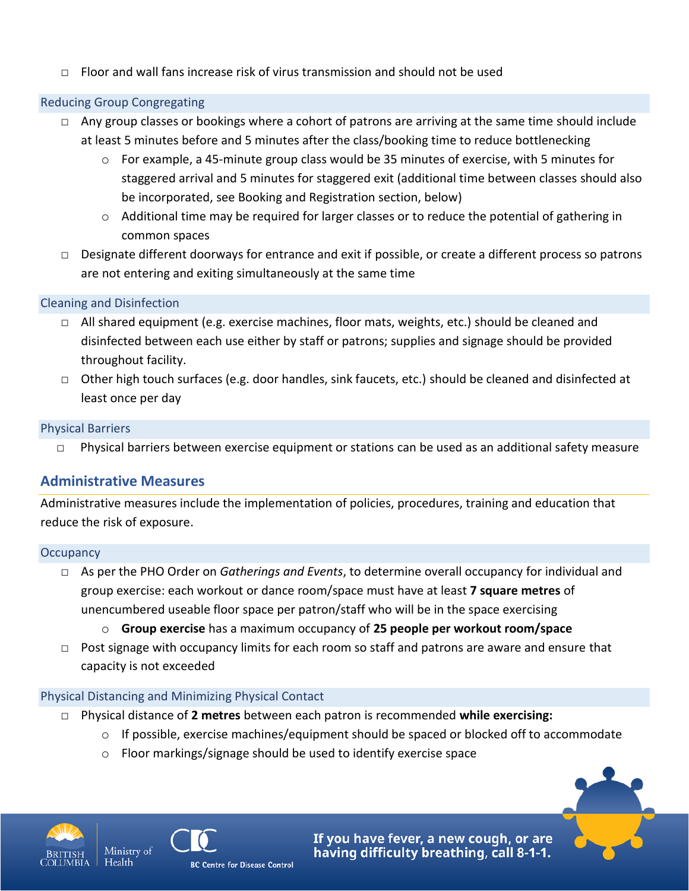- Floor and wall fans increase risk of virus transmission and should not be used

### Reducing Group Congregating

- Any group classes or bookings where a cohort of patrons are arriving at the same time should include at least 5 minutes before and 5 minutes after the class/booking time to reduce bottlenecking
  - For example, a 45-minute group class would be 35 minutes of exercise, with 5 minutes for staggered arrival and 5 minutes for staggered exit (additional time between classes should also be incorporated, see Booking and Registration section, below)
  - Additional time may be required for larger classes or to reduce the potential of gathering in common spaces
- Designate different doorways for entrance and exit if possible, or create a different process so patrons are not entering and exiting simultaneously at the same time

### Cleaning and Disinfection

- All shared equipment (e.g. exercise machines, floor mats, weights, etc.) should be cleaned and disinfected between each use either by staff or patrons; supplies and signage should be provided throughout facility.
- Other high touch surfaces (e.g. door handles, sink faucets, etc.) should be cleaned and disinfected at least once per day

### Physical Barriers

- Physical barriers between exercise equipment or stations can be used as an additional safety measure

## Administrative Measures

Administrative measures include the implementation of policies, procedures, training and education that reduce the risk of exposure.

### Occupancy

- As per the PHO Order on *Gatherings and Events*, to determine overall occupancy for individual and group exercise: each workout or dance room/space must have at least **7 square metres** of unencumbered useable floor space per patron/staff who will be in the space exercising
  - **Group exercise** has a maximum occupancy of **25 people per workout room/space**
- Post signage with occupancy limits for each room so staff and patrons are aware and ensure that capacity is not exceeded

### Physical Distancing and Minimizing Physical Contact

- Physical distance of **2 metres** between each patron is recommended **while exercising:**
  - If possible, exercise machines/equipment should be spaced or blocked off to accommodate
  - Floor markings/signage should be used to identify exercise space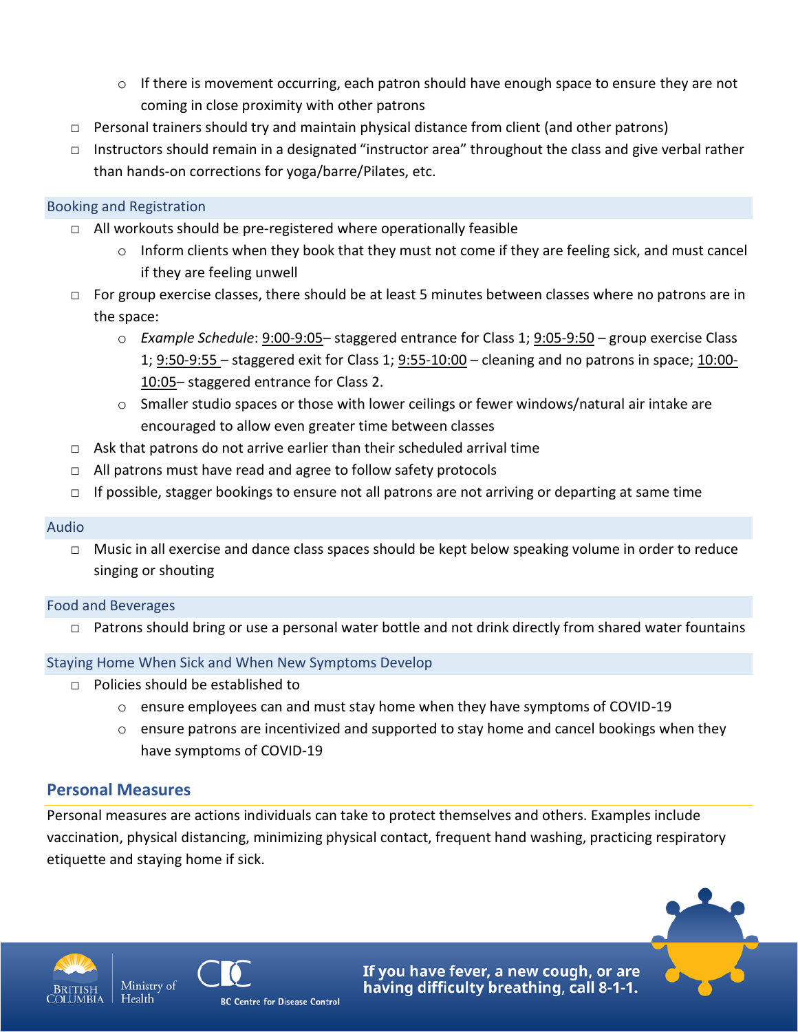- If there is movement occurring, each patron should have enough space to ensure they are not coming in close proximity with other patrons
- Personal trainers should try and maintain physical distance from client (and other patrons)
- Instructors should remain in a designated "instructor area" throughout the class and give verbal rather than hands-on corrections for yoga/barre/Pilates, etc.

### Booking and Registration

- All workouts should be pre-registered where operationally feasible
  - Inform clients when they book that they must not come if they are feeling sick, and must cancel if they are feeling unwell
- For group exercise classes, there should be at least 5 minutes between classes where no patrons are in the space:
  - *Example Schedule*: 9:00-9:05– staggered entrance for Class 1; 9:05-9:50 – group exercise Class 1; 9:50-9:55 – staggered exit for Class 1; 9:55-10:00 – cleaning and no patrons in space; 10:00-10:05– staggered entrance for Class 2.
  - Smaller studio spaces or those with lower ceilings or fewer windows/natural air intake are encouraged to allow even greater time between classes
- Ask that patrons do not arrive earlier than their scheduled arrival time
- All patrons must have read and agree to follow safety protocols
- If possible, stagger bookings to ensure not all patrons are not arriving or departing at same time

### Audio

- Music in all exercise and dance class spaces should be kept below speaking volume in order to reduce singing or shouting

### Food and Beverages

- Patrons should bring or use a personal water bottle and not drink directly from shared water fountains

### Staying Home When Sick and When New Symptoms Develop

- Policies should be established to
  - ensure employees can and must stay home when they have symptoms of COVID-19
  - ensure patrons are incentivized and supported to stay home and cancel bookings when they have symptoms of COVID-19

## Personal Measures

Personal measures are actions individuals can take to protect themselves and others. Examples include vaccination, physical distancing, minimizing physical contact, frequent hand washing, practicing respiratory etiquette and staying home if sick.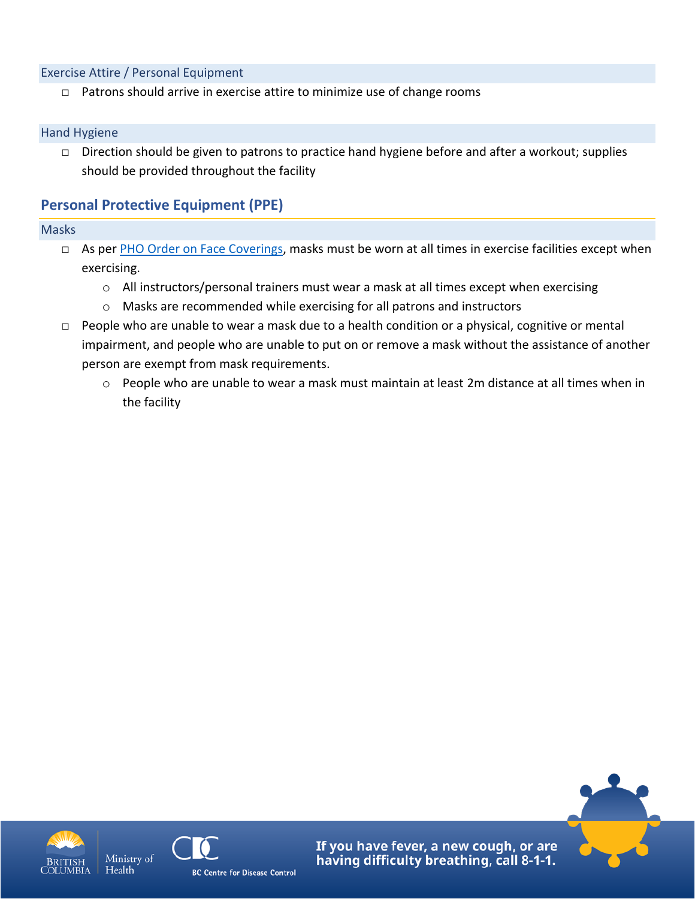### Exercise Attire / Personal Equipment

- Patrons should arrive in exercise attire to minimize use of change rooms

### Hand Hygiene

- Direction should be given to patrons to practice hand hygiene before and after a workout; supplies should be provided throughout the facility

## Personal Protective Equipment (PPE)

### Masks

- As per PHO Order on Face Coverings, masks must be worn at all times in exercise facilities except when exercising.
  - All instructors/personal trainers must wear a mask at all times except when exercising
  - Masks are recommended while exercising for all patrons and instructors
- People who are unable to wear a mask due to a health condition or a physical, cognitive or mental impairment, and people who are unable to put on or remove a mask without the assistance of another person are exempt from mask requirements.
  - People who are unable to wear a mask must maintain at least 2m distance at all times when in the facility